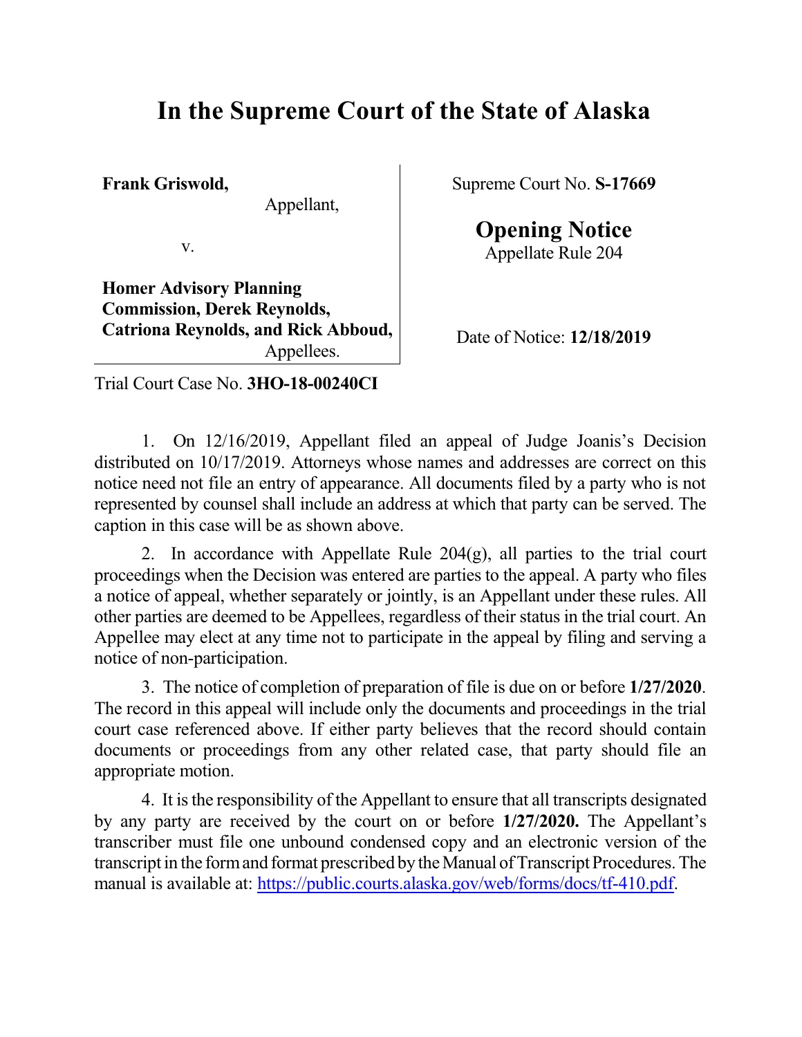# In the Supreme Court of the State of Alaska

**Frank Griswold,**
Appellant,

v.

**Homer Advisory Planning Commission, Derek Reynolds, Catriona Reynolds, and Rick Abboud,**
Appellees.

Trial Court Case No. **3HO-18-00240CI**

Supreme Court No. **S-17669**

## Opening Notice

Appellate Rule 204

Date of Notice: **12/18/2019**

1. On 12/16/2019, Appellant filed an appeal of Judge Joanis's Decision distributed on 10/17/2019. Attorneys whose names and addresses are correct on this notice need not file an entry of appearance. All documents filed by a party who is not represented by counsel shall include an address at which that party can be served. The caption in this case will be as shown above.

2. In accordance with Appellate Rule 204(g), all parties to the trial court proceedings when the Decision was entered are parties to the appeal. A party who files a notice of appeal, whether separately or jointly, is an Appellant under these rules. All other parties are deemed to be Appellees, regardless of their status in the trial court. An Appellee may elect at any time not to participate in the appeal by filing and serving a notice of non-participation.

3. The notice of completion of preparation of file is due on or before **1/27/2020**. The record in this appeal will include only the documents and proceedings in the trial court case referenced above. If either party believes that the record should contain documents or proceedings from any other related case, that party should file an appropriate motion.

4. It is the responsibility of the Appellant to ensure that all transcripts designated by any party are received by the court on or before **1/27/2020.** The Appellant's transcriber must file one unbound condensed copy and an electronic version of the transcript in the form and format prescribed by the Manual of Transcript Procedures. The manual is available at: https://public.courts.alaska.gov/web/forms/docs/tf-410.pdf.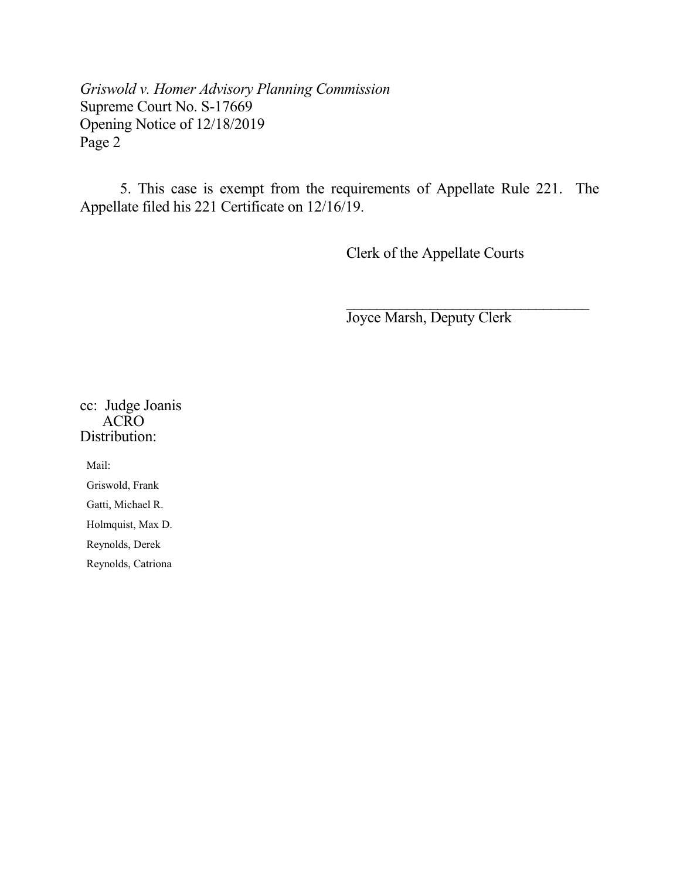5. This case is exempt from the requirements of Appellate Rule 221. The Appellate filed his 221 Certificate on 12/16/19.

Clerk of the Appellate Courts

\_\_\_\_\_\_\_\_\_\_\_\_\_\_\_\_\_\_\_\_\_\_\_\_\_\_\_\_\_\_\_\_\_\_\_

Joyce Marsh, Deputy Clerk

cc: Judge Joanis
ACRO

Distribution:

Mail:

Griswold, Frank

Gatti, Michael R.

Holmquist, Max D.

Reynolds, Derek

Reynolds, Catriona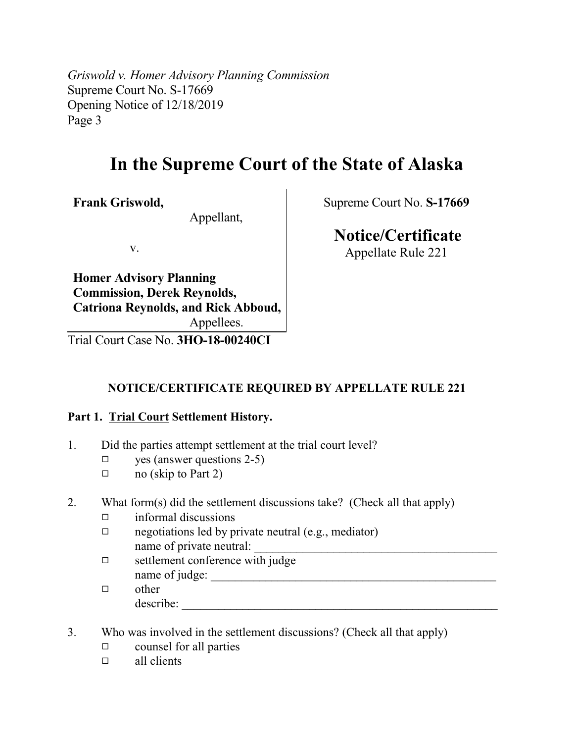# In the Supreme Court of the State of Alaska

| | |
|---|---|
| **Frank Griswold,** Appellant, v. **Homer Advisory Planning Commission, Derek Reynolds, Catriona Reynolds, and Rick Abboud,** Appellees. | Supreme Court No. **S-17669** **Notice/Certificate** Appellate Rule 221 |

Trial Court Case No. **3HO-18-00240CI**

**NOTICE/CERTIFICATE REQUIRED BY APPELLATE RULE 221**

**Part 1. <u>Trial Court</u> Settlement History.**

1. Did the parties attempt settlement at the trial court level?
   - ☐ yes (answer questions 2-5)
   - ☐ no (skip to Part 2)

2. What form(s) did the settlement discussions take? (Check all that apply)
   - ☐ informal discussions
   - ☐ negotiations led by private neutral (e.g., mediator)
     name of private neutral: ________________________________________
   - ☐ settlement conference with judge
     name of judge: ________________________________________________
   - ☐ other
     describe: _____________________________________________________

3. Who was involved in the settlement discussions? (Check all that apply)
   - ☐ counsel for all parties
   - ☐ all clients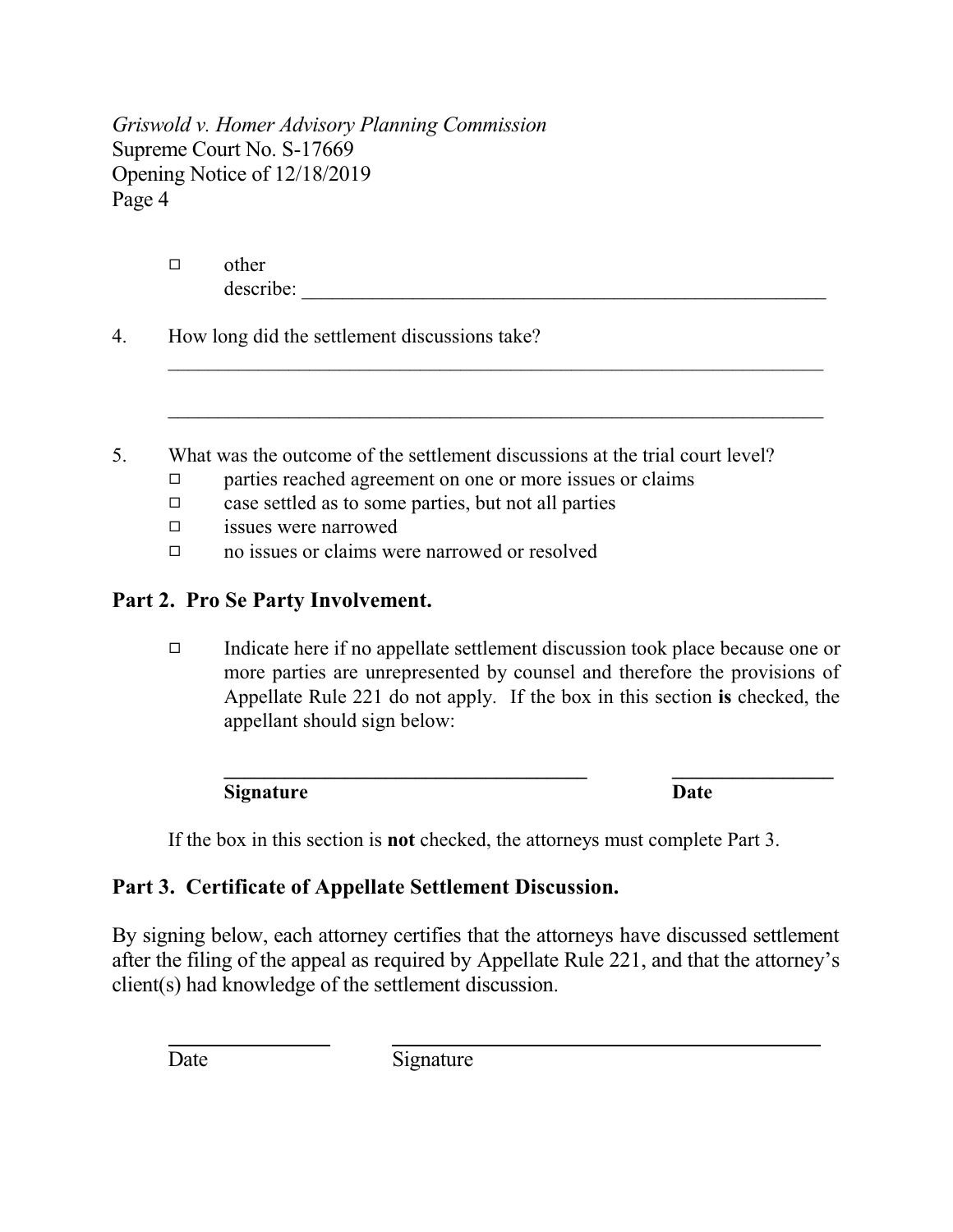☐ other
describe: ________________________________________________________

4. How long did the settlement discussions take?

_____________________________________________________________________

_____________________________________________________________________

5. What was the outcome of the settlement discussions at the trial court level?
   - ☐ parties reached agreement on one or more issues or claims
   - ☐ case settled as to some parties, but not all parties
   - ☐ issues were narrowed
   - ☐ no issues or claims were narrowed or resolved

## Part 2. Pro Se Party Involvement.

☐ Indicate here if no appellate settlement discussion took place because one or more parties are unrepresented by counsel and therefore the provisions of Appellate Rule 221 do not apply. If the box in this section **is** checked, the appellant should sign below:

_____________________________________ ________________

**Signature** **Date**

If the box in this section is **not** checked, the attorneys must complete Part 3.

## Part 3. Certificate of Appellate Settlement Discussion.

By signing below, each attorney certifies that the attorneys have discussed settlement after the filing of the appeal as required by Appellate Rule 221, and that the attorney's client(s) had knowledge of the settlement discussion.

________________ ________________________________________

Date Signature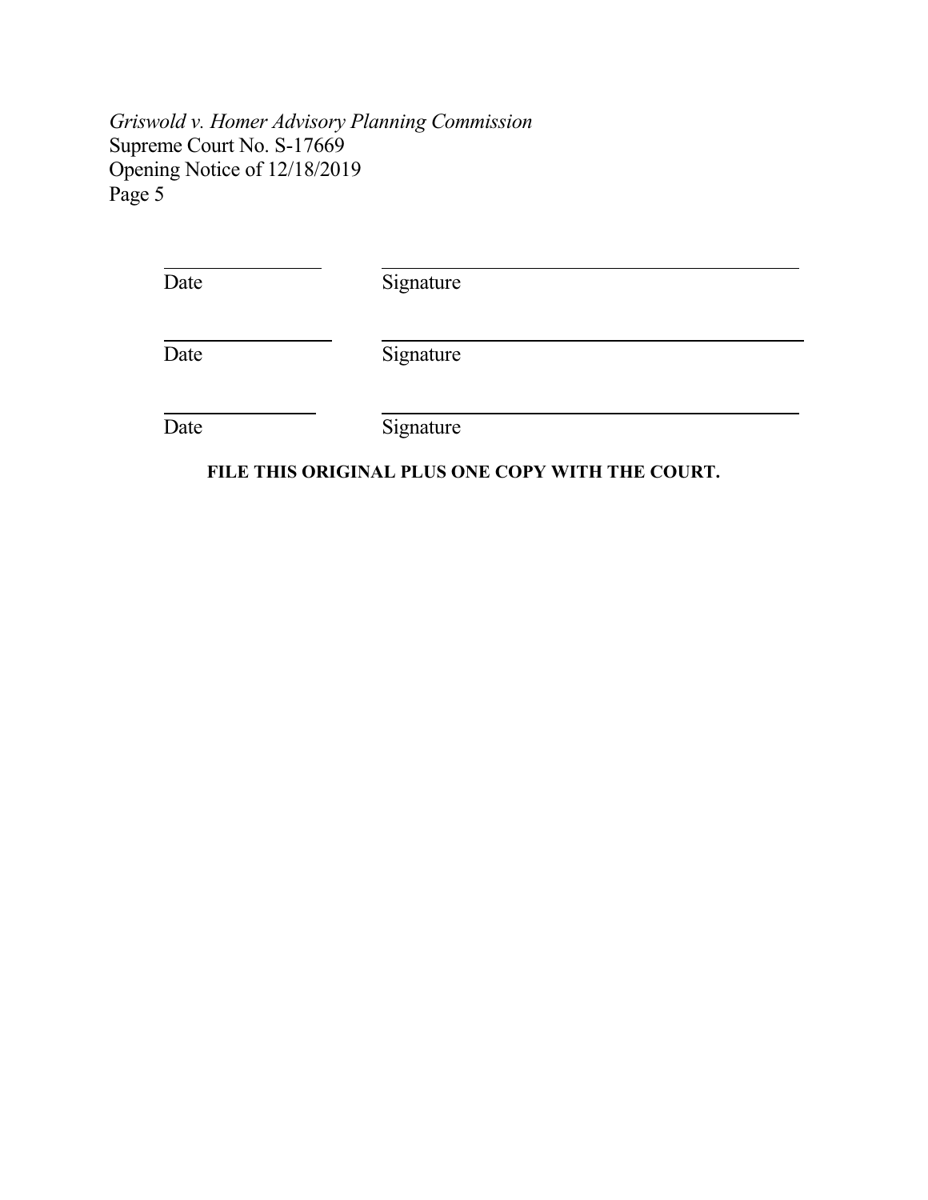| | |
|---|---|
| ______________ | ____________________________________ |
| Date | Signature |
| ______________ | ____________________________________ |
| Date | Signature |
| ______________ | ____________________________________ |
| Date | Signature |

**FILE THIS ORIGINAL PLUS ONE COPY WITH THE COURT.**